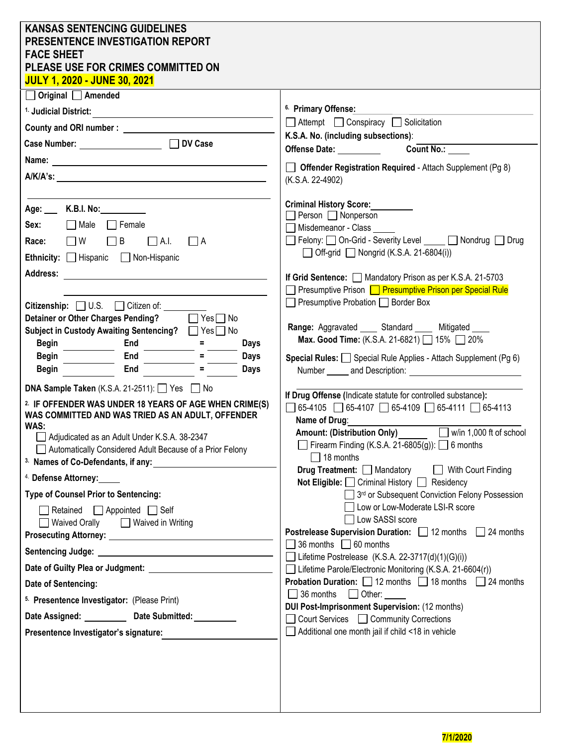# KANSAS SENTENCING GUIDELINES
# PRESENTENCE INVESTIGATION REPORT
# FACE SHEET
## PLEASE USE FOR CRIMES COMMITTED ON
## JULY 1, 2020 - JUNE 30, 2021

☐ Original ☐ Amended

1. **Judicial District:** ______________________

**County and ORI number :** ______________________

**Case Number:** ______________ ☐ **DV Case**

**Name:** ______________________

**A/K/A's:** ______________________

**Age:** ___ **K.B.I. No:** __________

**Sex:** ☐ Male ☐ Female

**Race:** ☐ W ☐ B ☐ A.I. ☐ A

**Ethnicity:** ☐ Hispanic ☐ Non-Hispanic

**Address:** ______________________

______________________

**Citizenship:** ☐ U.S. ☐ Citizen of: __________

**Detainer or Other Charges Pending?** ☐ Yes ☐ No

**Subject in Custody Awaiting Sentencing?** ☐ Yes ☐ No

**Begin** ________ **End** ________ = ______ **Days**

**Begin** ________ **End** ________ = ______ **Days**

**Begin** ________ **End** ________ = ______ **Days**

**DNA Sample Taken** (K.S.A. 21-2511): ☐ Yes ☐ No

2. **IF OFFENDER WAS UNDER 18 YEARS OF AGE WHEN CRIME(S) WAS COMMITTED AND WAS TRIED AS AN ADULT, OFFENDER WAS:**

☐ Adjudicated as an Adult Under K.S.A. 38-2347

☐ Automatically Considered Adult Because of a Prior Felony

3. **Names of Co-Defendants, if any:** ______________________

4. **Defense Attorney:** _____

**Type of Counsel Prior to Sentencing:**

☐ Retained ☐ Appointed ☐ Self

☐ Waived Orally ☐ Waived in Writing

**Prosecuting Attorney:** ______________________

**Sentencing Judge:** ______________________

**Date of Guilty Plea or Judgment:** ______________________

**Date of Sentencing:**

5. **Presentence Investigator:** (Please Print)

**Date Assigned:** _________ **Date Submitted:** _________

**Presentence Investigator's signature:** ______________________

6. **Primary Offense:** ______________________

☐ Attempt ☐ Conspiracy ☐ Solicitation

**K.S.A. No. (including subsections)**: ______________________

**Offense Date:** _________ **Count No.:** _____

☐ **Offender Registration Required** - Attach Supplement (Pg 8) (K.S.A. 22-4902)

**Criminal History Score:** _________

☐ Person ☐ Nonperson

☐ Misdemeanor - Class _____

☐ Felony: ☐ On-Grid - Severity Level _____ ☐ Nondrug ☐ Drug

☐ Off-grid ☐ Nongrid (K.S.A. 21-6804(i))

**If Grid Sentence:** ☐ Mandatory Prison as per K.S.A. 21-5703

☐ Presumptive Prison ☐ Presumptive Prison per Special Rule

☐ Presumptive Probation ☐ Border Box

**Range:** Aggravated ____ Standard ____ Mitigated ____

**Max. Good Time:** (K.S.A. 21-6821) ☐ 15% ☐ 20%

**Special Rules:** ☐ Special Rule Applies - Attach Supplement (Pg 6)

Number _____ and Description: ______________________

**If Drug Offense** (Indicate statute for controlled substance)**:**

☐ 65-4105 ☐ 65-4107 ☐ 65-4109 ☐ 65-4111 ☐ 65-4113

**Name of Drug**: ______________________

**Amount: (Distribution Only)** ______ ☐ w/in 1,000 ft of school

☐ Firearm Finding (K.S.A. 21-6805(g)): ☐ 6 months ☐ 18 months

**Drug Treatment:** ☐ Mandatory ☐ With Court Finding

**Not Eligible:** ☐ Criminal History ☐ Residency

☐ 3rd or Subsequent Conviction Felony Possession

☐ Low or Low-Moderate LSI-R score

☐ Low SASSI score

**Postrelease Supervision Duration:** ☐ 12 months ☐ 24 months ☐ 36 months ☐ 60 months

☐ Lifetime Postrelease (K.S.A. 22-3717(d)(1)(G)(i))

☐ Lifetime Parole/Electronic Monitoring (K.S.A. 21-6604(r))

**Probation Duration:** ☐ 12 months ☐ 18 months ☐ 24 months ☐ 36 months ☐ Other: _____

**DUI Post-Imprisonment Supervision:** (12 months)

☐ Court Services ☐ Community Corrections

☐ Additional one month jail if child <18 in vehicle

7/1/2020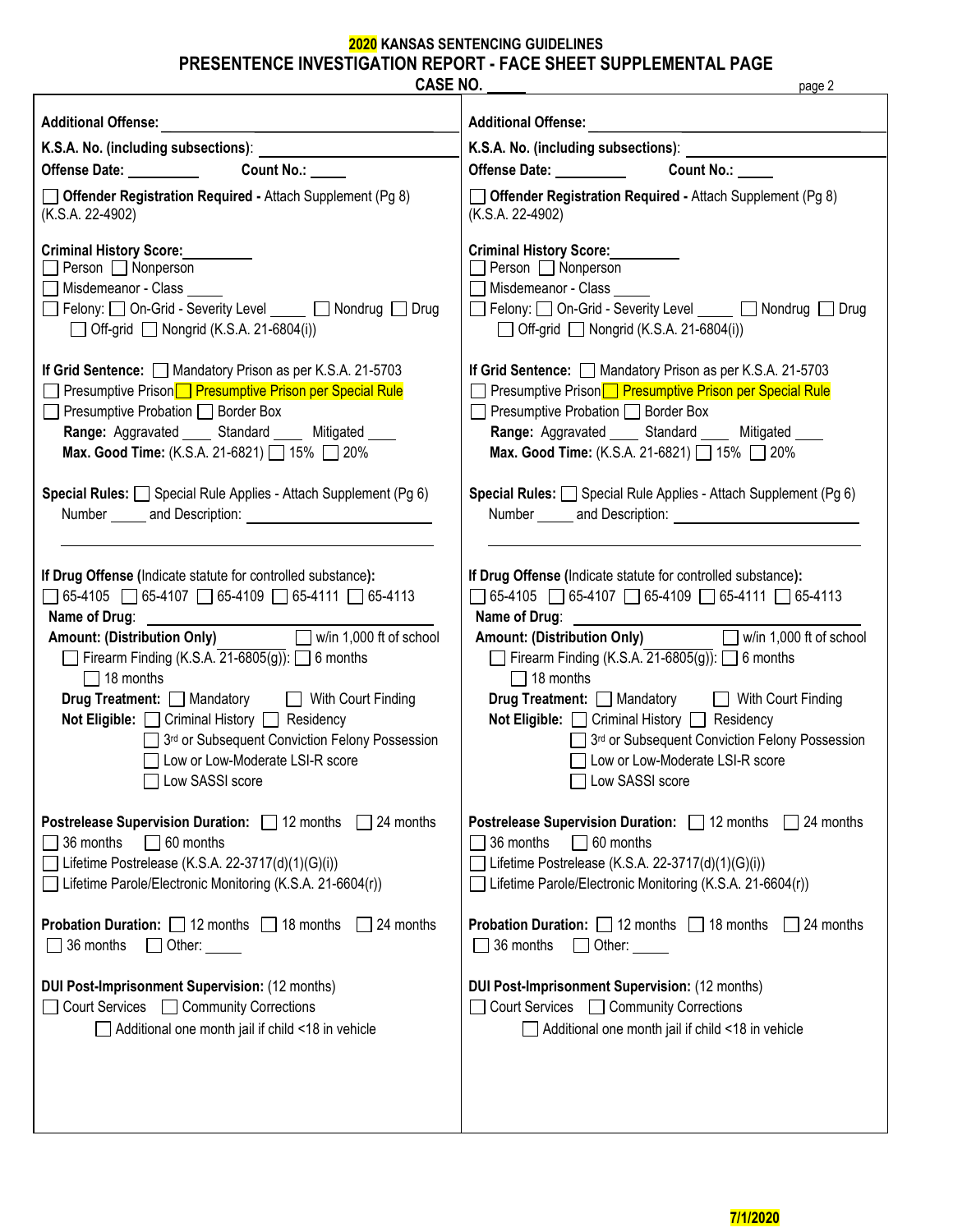# 2020 KANSAS SENTENCING GUIDELINES
## PRESENTENCE INVESTIGATION REPORT - FACE SHEET SUPPLEMENTAL PAGE

**CASE NO.** _____ page 2

**Additional Offense:** ______________________________

**K.S.A. No. (including subsections)**: ______________________

**Offense Date:** _________ **Count No.:** _____

☐ **Offender Registration Required -** Attach Supplement (Pg 8) (K.S.A. 22-4902)

**Criminal History Score:**_________
☐ Person ☐ Nonperson
☐ Misdemeanor - Class _____
☐ Felony: ☐ On-Grid - Severity Level _____ ☐ Nondrug ☐ Drug
☐ Off-grid ☐ Nongrid (K.S.A. 21-6804(i))

**If Grid Sentence:** ☐ Mandatory Prison as per K.S.A. 21-5703
☐ Presumptive Prison ☐ Presumptive Prison per Special Rule
☐ Presumptive Probation ☐ Border Box
**Range:** Aggravated ____ Standard ____ Mitigated ____
**Max. Good Time:** (K.S.A. 21-6821) ☐ 15% ☐ 20%

**Special Rules:** ☐ Special Rule Applies - Attach Supplement (Pg 6)
Number _____ and Description: ______________________

**If Drug Offense** (Indicate statute for controlled substance)**:**
☐ 65-4105 ☐ 65-4107 ☐ 65-4109 ☐ 65-4111 ☐ 65-4113
**Name of Drug**: ______________________
**Amount: (Distribution Only)** ☐ w/in 1,000 ft of school
☐ Firearm Finding (K.S.A. 21-6805(g)): ☐ 6 months ☐ 18 months
**Drug Treatment:** ☐ Mandatory ☐ With Court Finding
**Not Eligible:** ☐ Criminal History ☐ Residency
☐ 3rd or Subsequent Conviction Felony Possession
☐ Low or Low-Moderate LSI-R score
☐ Low SASSI score

**Postrelease Supervision Duration:** ☐ 12 months ☐ 24 months ☐ 36 months ☐ 60 months
☐ Lifetime Postrelease (K.S.A. 22-3717(d)(1)(G)(i))
☐ Lifetime Parole/Electronic Monitoring (K.S.A. 21-6604(r))

**Probation Duration:** ☐ 12 months ☐ 18 months ☐ 24 months ☐ 36 months ☐ Other: _____

**DUI Post-Imprisonment Supervision:** (12 months)
☐ Court Services ☐ Community Corrections
☐ Additional one month jail if child <18 in vehicle

---

**Additional Offense:** ______________________________

**K.S.A. No. (including subsections)**: ______________________

**Offense Date:** _________ **Count No.:** _____

☐ **Offender Registration Required -** Attach Supplement (Pg 8) (K.S.A. 22-4902)

**Criminal History Score:**_________
☐ Person ☐ Nonperson
☐ Misdemeanor - Class _____
☐ Felony: ☐ On-Grid - Severity Level _____ ☐ Nondrug ☐ Drug
☐ Off-grid ☐ Nongrid (K.S.A. 21-6804(i))

**If Grid Sentence:** ☐ Mandatory Prison as per K.S.A. 21-5703
☐ Presumptive Prison ☐ Presumptive Prison per Special Rule
☐ Presumptive Probation ☐ Border Box
**Range:** Aggravated ____ Standard ____ Mitigated ____
**Max. Good Time:** (K.S.A. 21-6821) ☐ 15% ☐ 20%

**Special Rules:** ☐ Special Rule Applies - Attach Supplement (Pg 6)
Number _____ and Description: ______________________

**If Drug Offense** (Indicate statute for controlled substance)**:**
☐ 65-4105 ☐ 65-4107 ☐ 65-4109 ☐ 65-4111 ☐ 65-4113
**Name of Drug**: ______________________
**Amount: (Distribution Only)** ☐ w/in 1,000 ft of school
☐ Firearm Finding (K.S.A. 21-6805(g)): ☐ 6 months ☐ 18 months
**Drug Treatment:** ☐ Mandatory ☐ With Court Finding
**Not Eligible:** ☐ Criminal History ☐ Residency
☐ 3rd or Subsequent Conviction Felony Possession
☐ Low or Low-Moderate LSI-R score
☐ Low SASSI score

**Postrelease Supervision Duration:** ☐ 12 months ☐ 24 months ☐ 36 months ☐ 60 months
☐ Lifetime Postrelease (K.S.A. 22-3717(d)(1)(G)(i))
☐ Lifetime Parole/Electronic Monitoring (K.S.A. 21-6604(r))

**Probation Duration:** ☐ 12 months ☐ 18 months ☐ 24 months ☐ 36 months ☐ Other: _____

**DUI Post-Imprisonment Supervision:** (12 months)
☐ Court Services ☐ Community Corrections
☐ Additional one month jail if child <18 in vehicle

7/1/2020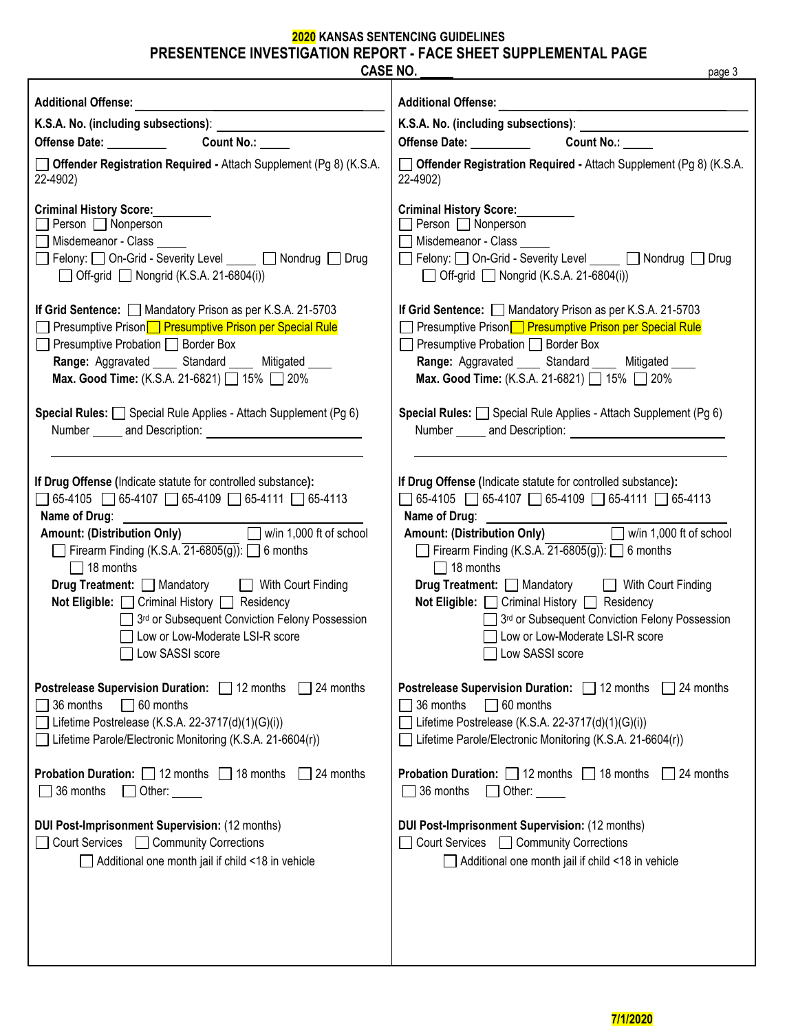# 2020 KANSAS SENTENCING GUIDELINES

## PRESENTENCE INVESTIGATION REPORT - FACE SHEET SUPPLEMENTAL PAGE

**CASE NO.** _____

---

**Additional Offense:** ____________________

**K.S.A. No. (including subsections)**: ____________________

**Offense Date:** __________ **Count No.:** _____

☐ **Offender Registration Required -** Attach Supplement (Pg 8) (K.S.A. 22-4902)

**Criminal History Score:** _________
☐ Person ☐ Nonperson
☐ Misdemeanor - Class _____
☐ Felony: ☐ On-Grid - Severity Level _____ ☐ Nondrug ☐ Drug
☐ Off-grid ☐ Nongrid (K.S.A. 21-6804(i))

**If Grid Sentence:** ☐ Mandatory Prison as per K.S.A. 21-5703
☐ Presumptive Prison ☐ Presumptive Prison per Special Rule
☐ Presumptive Probation ☐ Border Box
**Range:** Aggravated ____ Standard ____ Mitigated ____
**Max. Good Time:** (K.S.A. 21-6821) ☐ 15% ☐ 20%

**Special Rules:** ☐ Special Rule Applies - Attach Supplement (Pg 6)
Number _____ and Description: ____________________

**If Drug Offense** (Indicate statute for controlled substance)**:**
☐ 65-4105 ☐ 65-4107 ☐ 65-4109 ☐ 65-4111 ☐ 65-4113
**Name of Drug**: ____________________
**Amount: (Distribution Only)** ☐ w/in 1,000 ft of school
☐ Firearm Finding (K.S.A. 21-6805(g)): ☐ 6 months ☐ 18 months
**Drug Treatment:** ☐ Mandatory ☐ With Court Finding
**Not Eligible:** ☐ Criminal History ☐ Residency
☐ 3rd or Subsequent Conviction Felony Possession
☐ Low or Low-Moderate LSI-R score
☐ Low SASSI score

**Postrelease Supervision Duration:** ☐ 12 months ☐ 24 months ☐ 36 months ☐ 60 months
☐ Lifetime Postrelease (K.S.A. 22-3717(d)(1)(G)(i))
☐ Lifetime Parole/Electronic Monitoring (K.S.A. 21-6604(r))

**Probation Duration:** ☐ 12 months ☐ 18 months ☐ 24 months ☐ 36 months ☐ Other: _____

**DUI Post-Imprisonment Supervision:** (12 months)
☐ Court Services ☐ Community Corrections
☐ Additional one month jail if child <18 in vehicle

---

**Additional Offense:** ____________________

**K.S.A. No. (including subsections)**: ____________________

**Offense Date:** __________ **Count No.:** _____

☐ **Offender Registration Required -** Attach Supplement (Pg 8) (K.S.A. 22-4902)

**Criminal History Score:** _________
☐ Person ☐ Nonperson
☐ Misdemeanor - Class _____
☐ Felony: ☐ On-Grid - Severity Level _____ ☐ Nondrug ☐ Drug
☐ Off-grid ☐ Nongrid (K.S.A. 21-6804(i))

**If Grid Sentence:** ☐ Mandatory Prison as per K.S.A. 21-5703
☐ Presumptive Prison ☐ Presumptive Prison per Special Rule
☐ Presumptive Probation ☐ Border Box
**Range:** Aggravated ____ Standard ____ Mitigated ____
**Max. Good Time:** (K.S.A. 21-6821) ☐ 15% ☐ 20%

**Special Rules:** ☐ Special Rule Applies - Attach Supplement (Pg 6)
Number _____ and Description: ____________________

**If Drug Offense** (Indicate statute for controlled substance)**:**
☐ 65-4105 ☐ 65-4107 ☐ 65-4109 ☐ 65-4111 ☐ 65-4113
**Name of Drug**: ____________________
**Amount: (Distribution Only)** ☐ w/in 1,000 ft of school
☐ Firearm Finding (K.S.A. 21-6805(g)): ☐ 6 months ☐ 18 months
**Drug Treatment:** ☐ Mandatory ☐ With Court Finding
**Not Eligible:** ☐ Criminal History ☐ Residency
☐ 3rd or Subsequent Conviction Felony Possession
☐ Low or Low-Moderate LSI-R score
☐ Low SASSI score

**Postrelease Supervision Duration:** ☐ 12 months ☐ 24 months ☐ 36 months ☐ 60 months
☐ Lifetime Postrelease (K.S.A. 22-3717(d)(1)(G)(i))
☐ Lifetime Parole/Electronic Monitoring (K.S.A. 21-6604(r))

**Probation Duration:** ☐ 12 months ☐ 18 months ☐ 24 months ☐ 36 months ☐ Other: _____

**DUI Post-Imprisonment Supervision:** (12 months)
☐ Court Services ☐ Community Corrections
☐ Additional one month jail if child <18 in vehicle

7/1/2020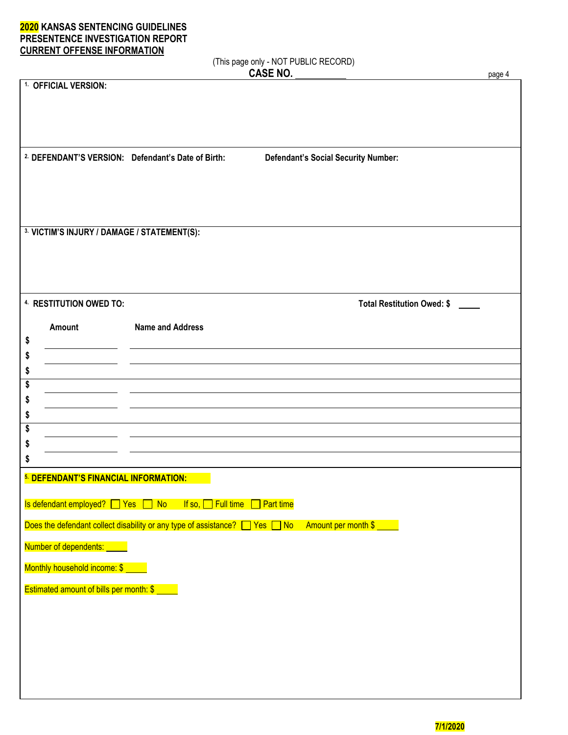**2020 KANSAS SENTENCING GUIDELINES**
**PRESENTENCE INVESTIGATION REPORT**
**CURRENT OFFENSE INFORMATION**

(This page only - NOT PUBLIC RECORD)

**CASE NO.** __________

**1. OFFICIAL VERSION:**

**2. DEFENDANT'S VERSION:** **Defendant's Date of Birth:** **Defendant's Social Security Number:**

**3. VICTIM'S INJURY / DAMAGE / STATEMENT(S):**

**4. RESTITUTION OWED TO:** **Total Restitution Owed: $** _____

| | Amount | Name and Address |
|---|---|---|
| $ | | |
| $ | | |
| $ | | |
| $ | | |
| $ | | |
| $ | | |
| $ | | |
| $ | | |
| $ | | |

**5. DEFENDANT'S FINANCIAL INFORMATION:**

Is defendant employed? ☐ Yes ☐ No If so, ☐ Full time ☐ Part time

Does the defendant collect disability or any type of assistance? ☐ Yes ☐ No Amount per month $ _____

Number of dependents: _____

Monthly household income: $ _____

Estimated amount of bills per month: $ _____

7/1/2020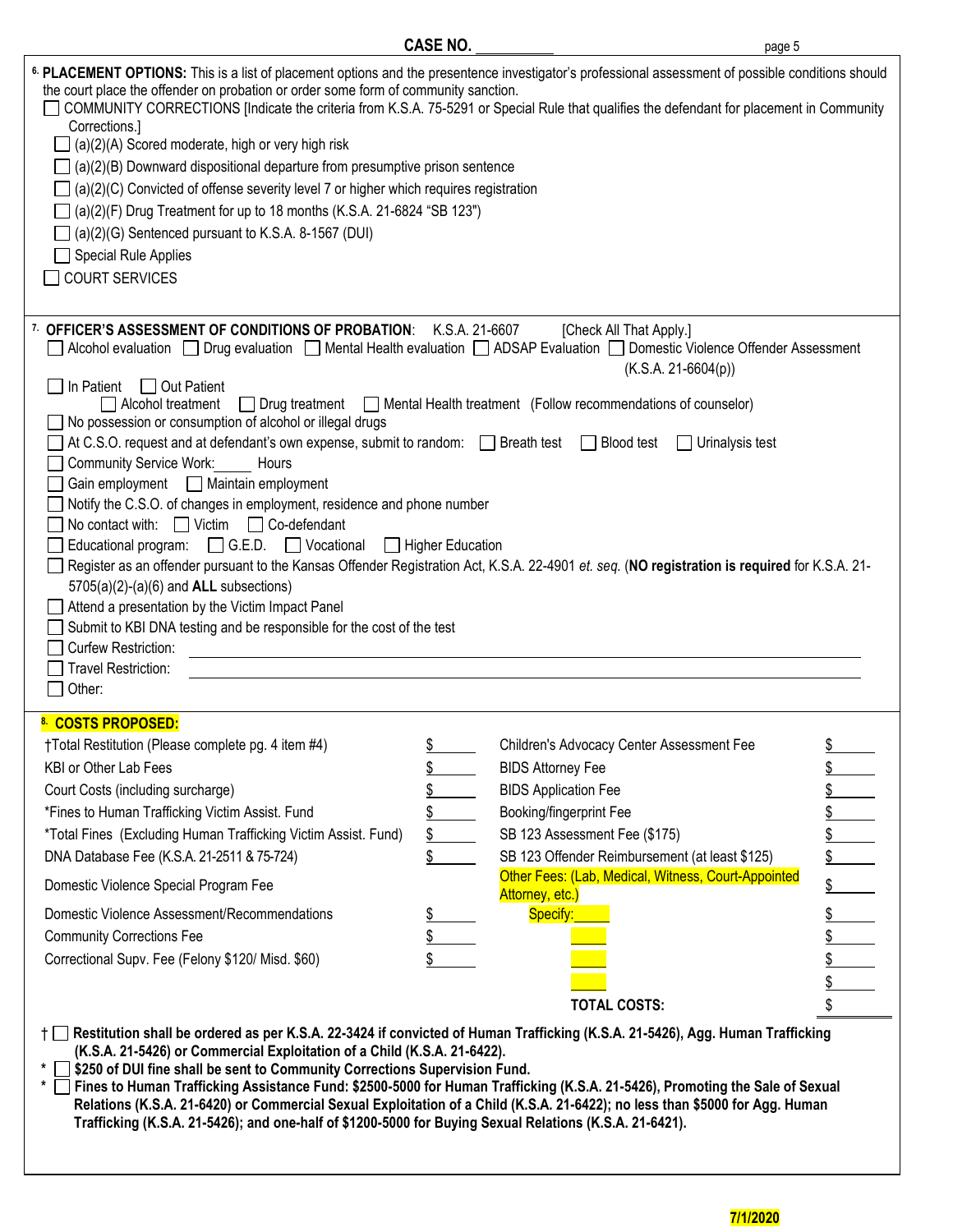**CASE NO.** __________

**6. PLACEMENT OPTIONS:** This is a list of placement options and the presentence investigator's professional assessment of possible conditions should the court place the offender on probation or order some form of community sanction.

- ☐ COMMUNITY CORRECTIONS [Indicate the criteria from K.S.A. 75-5291 or Special Rule that qualifies the defendant for placement in Community Corrections.]
  - ☐ (a)(2)(A) Scored moderate, high or very high risk
  - ☐ (a)(2)(B) Downward dispositional departure from presumptive prison sentence
  - ☐ (a)(2)(C) Convicted of offense severity level 7 or higher which requires registration
  - ☐ (a)(2)(F) Drug Treatment for up to 18 months (K.S.A. 21-6824 "SB 123")
  - ☐ (a)(2)(G) Sentenced pursuant to K.S.A. 8-1567 (DUI)
  - ☐ Special Rule Applies
- ☐ COURT SERVICES

**7. OFFICER'S ASSESSMENT OF CONDITIONS OF PROBATION**: K.S.A. 21-6607 [Check All That Apply.]

☐ Alcohol evaluation ☐ Drug evaluation ☐ Mental Health evaluation ☐ ADSAP Evaluation ☐ Domestic Violence Offender Assessment (K.S.A. 21-6604(p))

☐ In Patient ☐ Out Patient
☐ Alcohol treatment ☐ Drug treatment ☐ Mental Health treatment (Follow recommendations of counselor)

☐ No possession or consumption of alcohol or illegal drugs

☐ At C.S.O. request and at defendant's own expense, submit to random: ☐ Breath test ☐ Blood test ☐ Urinalysis test

☐ Community Service Work:_____ Hours

☐ Gain employment ☐ Maintain employment

☐ Notify the C.S.O. of changes in employment, residence and phone number

☐ No contact with: ☐ Victim ☐ Co-defendant

☐ Educational program: ☐ G.E.D. ☐ Vocational ☐ Higher Education

☐ Register as an offender pursuant to the Kansas Offender Registration Act, K.S.A. 22-4901 *et. seq.* (**NO registration is required** for K.S.A. 21-5705(a)(2)-(a)(6) and **ALL** subsections)

☐ Attend a presentation by the Victim Impact Panel

☐ Submit to KBI DNA testing and be responsible for the cost of the test

☐ Curfew Restriction: ______________________________

☐ Travel Restriction: ______________________________

☐ Other:

**8. COSTS PROPOSED:**

| | | | |
|---|---|---|---|
| †Total Restitution (Please complete pg. 4 item #4) | $ | Children's Advocacy Center Assessment Fee | $ |
| KBI or Other Lab Fees | $ | BIDS Attorney Fee | $ |
| Court Costs (including surcharge) | $ | BIDS Application Fee | $ |
| *Fines to Human Trafficking Victim Assist. Fund | $ | Booking/fingerprint Fee | $ |
| *Total Fines (Excluding Human Trafficking Victim Assist. Fund) | $ | SB 123 Assessment Fee ($175) | $ |
| DNA Database Fee (K.S.A. 21-2511 & 75-724) | $ | SB 123 Offender Reimbursement (at least $125) | $ |
| Domestic Violence Special Program Fee | | Other Fees: (Lab, Medical, Witness, Court-Appointed Attorney, etc.) | $ |
| Domestic Violence Assessment/Recommendations | $ | Specify: | $ |
| Community Corrections Fee | $ | | $ |
| Correctional Supv. Fee (Felony $120/ Misd. $60) | $ | | $ |
| | | | $ |
| | | **TOTAL COSTS:** | $ |

† ☐ **Restitution shall be ordered as per K.S.A. 22-3424 if convicted of Human Trafficking (K.S.A. 21-5426), Agg. Human Trafficking (K.S.A. 21-5426) or Commercial Exploitation of a Child (K.S.A. 21-6422).**

\* ☐ **$250 of DUI fine shall be sent to Community Corrections Supervision Fund.**

\* ☐ **Fines to Human Trafficking Assistance Fund: $2500-5000 for Human Trafficking (K.S.A. 21-5426), Promoting the Sale of Sexual Relations (K.S.A. 21-6420) or Commercial Sexual Exploitation of a Child (K.S.A. 21-6422); no less than $5000 for Agg. Human Trafficking (K.S.A. 21-5426); and one-half of $1200-5000 for Buying Sexual Relations (K.S.A. 21-6421).**

7/1/2020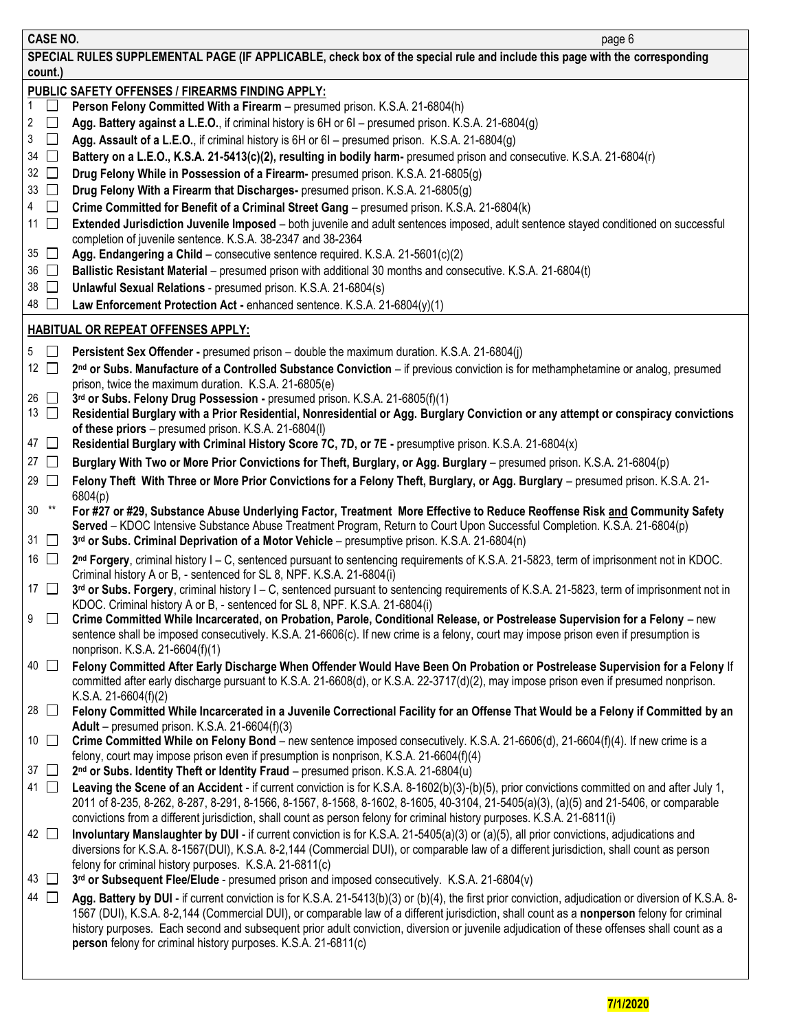**CASE NO.**

**SPECIAL RULES SUPPLEMENTAL PAGE (IF APPLICABLE, check box of the special rule and include this page with the corresponding count.)**

**PUBLIC SAFETY OFFENSES / FIREARMS FINDING APPLY:**

- 1 ☐ **Person Felony Committed With a Firearm** – presumed prison. K.S.A. 21-6804(h)
- 2 ☐ **Agg. Battery against a L.E.O.**, if criminal history is 6H or 6I – presumed prison. K.S.A. 21-6804(g)
- 3 ☐ **Agg. Assault of a L.E.O.**, if criminal history is 6H or 6I – presumed prison. K.S.A. 21-6804(g)
- 34 ☐ **Battery on a L.E.O., K.S.A. 21-5413(c)(2), resulting in bodily harm-** presumed prison and consecutive. K.S.A. 21-6804(r)
- 32 ☐ **Drug Felony While in Possession of a Firearm-** presumed prison. K.S.A. 21-6805(g)
- 33 ☐ **Drug Felony With a Firearm that Discharges-** presumed prison. K.S.A. 21-6805(g)
- 4 ☐ **Crime Committed for Benefit of a Criminal Street Gang** – presumed prison. K.S.A. 21-6804(k)
- 11 ☐ **Extended Jurisdiction Juvenile Imposed** – both juvenile and adult sentences imposed, adult sentence stayed conditioned on successful completion of juvenile sentence. K.S.A. 38-2347 and 38-2364
- 35 ☐ **Agg. Endangering a Child** – consecutive sentence required. K.S.A. 21-5601(c)(2)
- 36 ☐ **Ballistic Resistant Material** – presumed prison with additional 30 months and consecutive. K.S.A. 21-6804(t)
- 38 ☐ **Unlawful Sexual Relations** - presumed prison. K.S.A. 21-6804(s)
- 48 ☐ **Law Enforcement Protection Act -** enhanced sentence. K.S.A. 21-6804(y)(1)

**HABITUAL OR REPEAT OFFENSES APPLY:**

- 5 ☐ **Persistent Sex Offender -** presumed prison – double the maximum duration. K.S.A. 21-6804(j)
- 12 ☐ **2nd or Subs. Manufacture of a Controlled Substance Conviction** – if previous conviction is for methamphetamine or analog, presumed prison, twice the maximum duration. K.S.A. 21-6805(e)
- 26 ☐ **3rd or Subs. Felony Drug Possession -** presumed prison. K.S.A. 21-6805(f)(1)
- 13 ☐ **Residential Burglary with a Prior Residential, Nonresidential or Agg. Burglary Conviction or any attempt or conspiracy convictions of these priors** – presumed prison. K.S.A. 21-6804(l)
- 47 ☐ **Residential Burglary with Criminal History Score 7C, 7D, or 7E -** presumptive prison. K.S.A. 21-6804(x)
- 27 ☐ **Burglary With Two or More Prior Convictions for Theft, Burglary, or Agg. Burglary** – presumed prison. K.S.A. 21-6804(p)
- 29 ☐ **Felony Theft With Three or More Prior Convictions for a Felony Theft, Burglary, or Agg. Burglary** – presumed prison. K.S.A. 21-6804(p)
- 30 ** **For #27 or #29, Substance Abuse Underlying Factor, Treatment More Effective to Reduce Reoffense Risk and Community Safety Served** – KDOC Intensive Substance Abuse Treatment Program, Return to Court Upon Successful Completion. K.S.A. 21-6804(p)
- 31 ☐ **3rd or Subs. Criminal Deprivation of a Motor Vehicle** – presumptive prison. K.S.A. 21-6804(n)
- 16 ☐ **2nd Forgery**, criminal history I – C, sentenced pursuant to sentencing requirements of K.S.A. 21-5823, term of imprisonment not in KDOC. Criminal history A or B, - sentenced for SL 8, NPF. K.S.A. 21-6804(i)
- 17 ☐ **3rd or Subs. Forgery**, criminal history I – C, sentenced pursuant to sentencing requirements of K.S.A. 21-5823, term of imprisonment not in KDOC. Criminal history A or B, - sentenced for SL 8, NPF. K.S.A. 21-6804(i)
- 9 ☐ **Crime Committed While Incarcerated, on Probation, Parole, Conditional Release, or Postrelease Supervision for a Felony** – new sentence shall be imposed consecutively. K.S.A. 21-6606(c). If new crime is a felony, court may impose prison even if presumption is nonprison. K.S.A. 21-6604(f)(1)
- 40 ☐ **Felony Committed After Early Discharge When Offender Would Have Been On Probation or Postrelease Supervision for a Felony** If committed after early discharge pursuant to K.S.A. 21-6608(d), or K.S.A. 22-3717(d)(2), may impose prison even if presumed nonprison. K.S.A. 21-6604(f)(2)
- 28 ☐ **Felony Committed While Incarcerated in a Juvenile Correctional Facility for an Offense That Would be a Felony if Committed by an Adult** – presumed prison. K.S.A. 21-6604(f)(3)
- 10 ☐ **Crime Committed While on Felony Bond** – new sentence imposed consecutively. K.S.A. 21-6606(d), 21-6604(f)(4). If new crime is a felony, court may impose prison even if presumption is nonprison, K.S.A. 21-6604(f)(4)
- 37 ☐ **2nd or Subs. Identity Theft or Identity Fraud** – presumed prison. K.S.A. 21-6804(u)
- 41 ☐ **Leaving the Scene of an Accident** - if current conviction is for K.S.A. 8-1602(b)(3)-(b)(5), prior convictions committed on and after July 1, 2011 of 8-235, 8-262, 8-287, 8-291, 8-1566, 8-1567, 8-1568, 8-1602, 8-1605, 40-3104, 21-5405(a)(3), (a)(5) and 21-5406, or comparable convictions from a different jurisdiction, shall count as person felony for criminal history purposes. K.S.A. 21-6811(i)
- 42 ☐ **Involuntary Manslaughter by DUI** - if current conviction is for K.S.A. 21-5405(a)(3) or (a)(5), all prior convictions, adjudications and diversions for K.S.A. 8-1567(DUI), K.S.A. 8-2,144 (Commercial DUI), or comparable law of a different jurisdiction, shall count as person felony for criminal history purposes. K.S.A. 21-6811(c)
- 43 ☐ **3rd or Subsequent Flee/Elude** - presumed prison and imposed consecutively. K.S.A. 21-6804(v)
- 44 ☐ **Agg. Battery by DUI** - if current conviction is for K.S.A. 21-5413(b)(3) or (b)(4), the first prior conviction, adjudication or diversion of K.S.A. 8-1567 (DUI), K.S.A. 8-2,144 (Commercial DUI), or comparable law of a different jurisdiction, shall count as a **nonperson** felony for criminal history purposes. Each second and subsequent prior adult conviction, diversion or juvenile adjudication of these offenses shall count as a **person** felony for criminal history purposes. K.S.A. 21-6811(c)

7/1/2020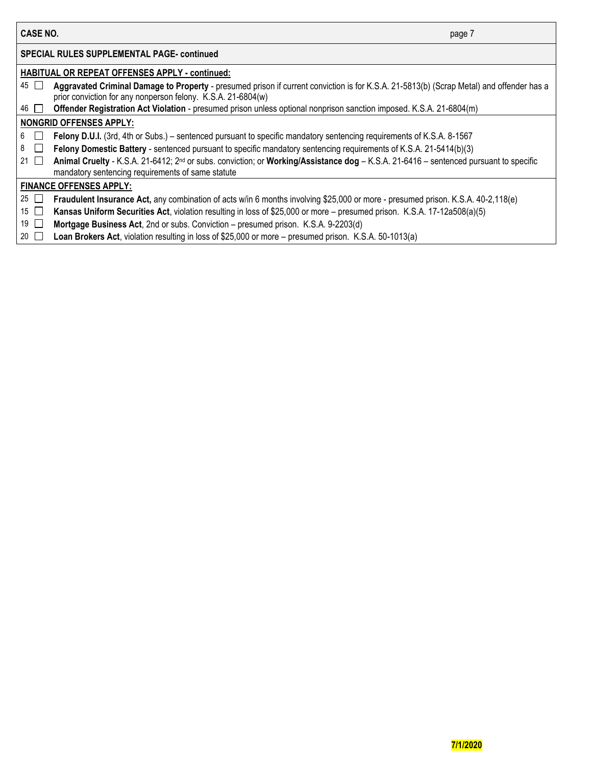**CASE NO.**

**SPECIAL RULES SUPPLEMENTAL PAGE- continued**

**HABITUAL OR REPEAT OFFENSES APPLY - continued:**

- 45 ☐ **Aggravated Criminal Damage to Property** - presumed prison if current conviction is for K.S.A. 21-5813(b) (Scrap Metal) and offender has a prior conviction for any nonperson felony. K.S.A. 21-6804(w)
- 46 ☐ **Offender Registration Act Violation** - presumed prison unless optional nonprison sanction imposed. K.S.A. 21-6804(m)

**NONGRID OFFENSES APPLY:**

- 6 ☐ **Felony D.U.I.** (3rd, 4th or Subs.) – sentenced pursuant to specific mandatory sentencing requirements of K.S.A. 8-1567
- 8 ☐ **Felony Domestic Battery** - sentenced pursuant to specific mandatory sentencing requirements of K.S.A. 21-5414(b)(3)
- 21 ☐ **Animal Cruelty** - K.S.A. 21-6412; 2nd or subs. conviction; or **Working/Assistance dog** – K.S.A. 21-6416 – sentenced pursuant to specific mandatory sentencing requirements of same statute

**FINANCE OFFENSES APPLY:**

- 25 ☐ **Fraudulent Insurance Act,** any combination of acts w/in 6 months involving $25,000 or more - presumed prison. K.S.A. 40-2,118(e)
- 15 ☐ **Kansas Uniform Securities Act**, violation resulting in loss of $25,000 or more – presumed prison. K.S.A. 17-12a508(a)(5)
- 19 ☐ **Mortgage Business Act**, 2nd or subs. Conviction – presumed prison. K.S.A. 9-2203(d)
- 20 ☐ **Loan Brokers Act**, violation resulting in loss of $25,000 or more – presumed prison. K.S.A. 50-1013(a)

**7/1/2020**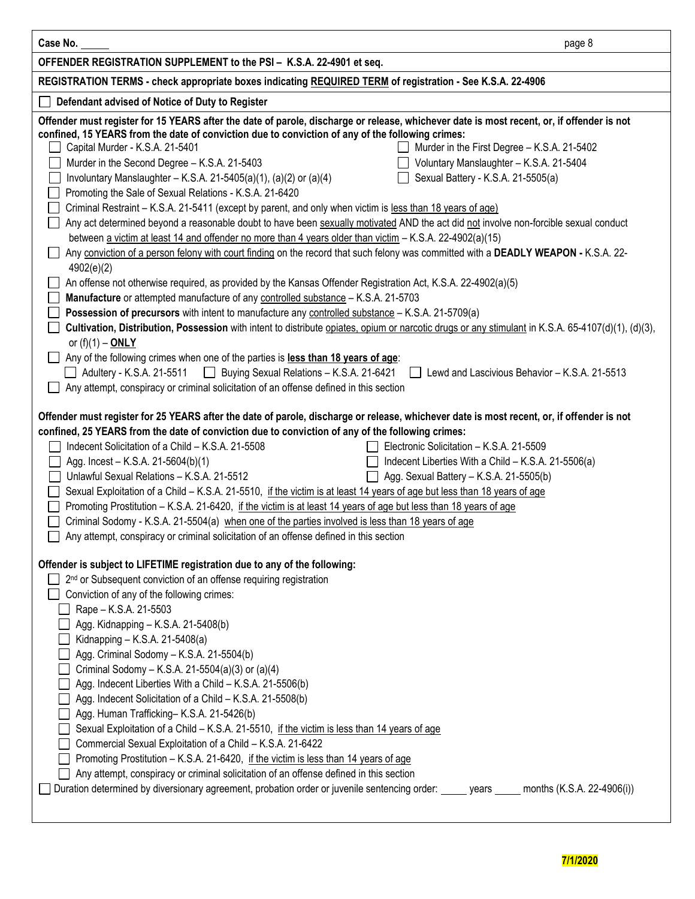Case No. _____

**OFFENDER REGISTRATION SUPPLEMENT to the PSI – K.S.A. 22-4901 et seq.**

**REGISTRATION TERMS - check appropriate boxes indicating REQUIRED TERM of registration - See K.S.A. 22-4906**

☐ **Defendant advised of Notice of Duty to Register**

**Offender must register for 15 YEARS after the date of parole, discharge or release, whichever date is most recent, or, if offender is not confined, 15 YEARS from the date of conviction due to conviction of any of the following crimes:**

- ☐ Capital Murder - K.S.A. 21-5401
- ☐ Murder in the First Degree – K.S.A. 21-5402
- ☐ Murder in the Second Degree – K.S.A. 21-5403
- ☐ Voluntary Manslaughter – K.S.A. 21-5404
- ☐ Involuntary Manslaughter – K.S.A. 21-5405(a)(1), (a)(2) or (a)(4)
- ☐ Sexual Battery - K.S.A. 21-5505(a)
- ☐ Promoting the Sale of Sexual Relations - K.S.A. 21-6420
- ☐ Criminal Restraint – K.S.A. 21-5411 (except by parent, and only when victim is less than 18 years of age)
- ☐ Any act determined beyond a reasonable doubt to have been sexually motivated AND the act did not involve non-forcible sexual conduct between a victim at least 14 and offender no more than 4 years older than victim – K.S.A. 22-4902(a)(15)
- ☐ Any conviction of a person felony with court finding on the record that such felony was committed with a **DEADLY WEAPON -** K.S.A. 22-4902(e)(2)
- ☐ An offense not otherwise required, as provided by the Kansas Offender Registration Act, K.S.A. 22-4902(a)(5)
- ☐ **Manufacture** or attempted manufacture of any controlled substance – K.S.A. 21-5703
- ☐ **Possession of precursors** with intent to manufacture any controlled substance – K.S.A. 21-5709(a)
- ☐ **Cultivation, Distribution, Possession** with intent to distribute opiates, opium or narcotic drugs or any stimulant in K.S.A. 65-4107(d)(1), (d)(3), or (f)(1) – **ONLY**
- ☐ Any of the following crimes when one of the parties is **less than 18 years of age**:
  - ☐ Adultery - K.S.A. 21-5511
  - ☐ Buying Sexual Relations – K.S.A. 21-6421
  - ☐ Lewd and Lascivious Behavior – K.S.A. 21-5513
- ☐ Any attempt, conspiracy or criminal solicitation of an offense defined in this section

**Offender must register for 25 YEARS after the date of parole, discharge or release, whichever date is most recent, or, if offender is not confined, 25 YEARS from the date of conviction due to conviction of any of the following crimes:**

- ☐ Indecent Solicitation of a Child – K.S.A. 21-5508
- ☐ Electronic Solicitation – K.S.A. 21-5509
- ☐ Agg. Incest – K.S.A. 21-5604(b)(1)
- ☐ Indecent Liberties With a Child – K.S.A. 21-5506(a)
- ☐ Unlawful Sexual Relations – K.S.A. 21-5512
- ☐ Agg. Sexual Battery – K.S.A. 21-5505(b)
- ☐ Sexual Exploitation of a Child – K.S.A. 21-5510, if the victim is at least 14 years of age but less than 18 years of age
- ☐ Promoting Prostitution – K.S.A. 21-6420, if the victim is at least 14 years of age but less than 18 years of age
- ☐ Criminal Sodomy - K.S.A. 21-5504(a) when one of the parties involved is less than 18 years of age
- ☐ Any attempt, conspiracy or criminal solicitation of an offense defined in this section

**Offender is subject to LIFETIME registration due to any of the following:**

- ☐ 2nd or Subsequent conviction of an offense requiring registration
- ☐ Conviction of any of the following crimes:
  - ☐ Rape – K.S.A. 21-5503
  - ☐ Agg. Kidnapping – K.S.A. 21-5408(b)
  - ☐ Kidnapping – K.S.A. 21-5408(a)
  - ☐ Agg. Criminal Sodomy – K.S.A. 21-5504(b)
  - ☐ Criminal Sodomy – K.S.A. 21-5504(a)(3) or (a)(4)
  - ☐ Agg. Indecent Liberties With a Child – K.S.A. 21-5506(b)
  - ☐ Agg. Indecent Solicitation of a Child – K.S.A. 21-5508(b)
  - ☐ Agg. Human Trafficking– K.S.A. 21-5426(b)
  - ☐ Sexual Exploitation of a Child – K.S.A. 21-5510, if the victim is less than 14 years of age
  - ☐ Commercial Sexual Exploitation of a Child – K.S.A. 21-6422
  - ☐ Promoting Prostitution – K.S.A. 21-6420, if the victim is less than 14 years of age
  - ☐ Any attempt, conspiracy or criminal solicitation of an offense defined in this section

☐ Duration determined by diversionary agreement, probation order or juvenile sentencing order: _____ years _____ months (K.S.A. 22-4906(i))

7/1/2020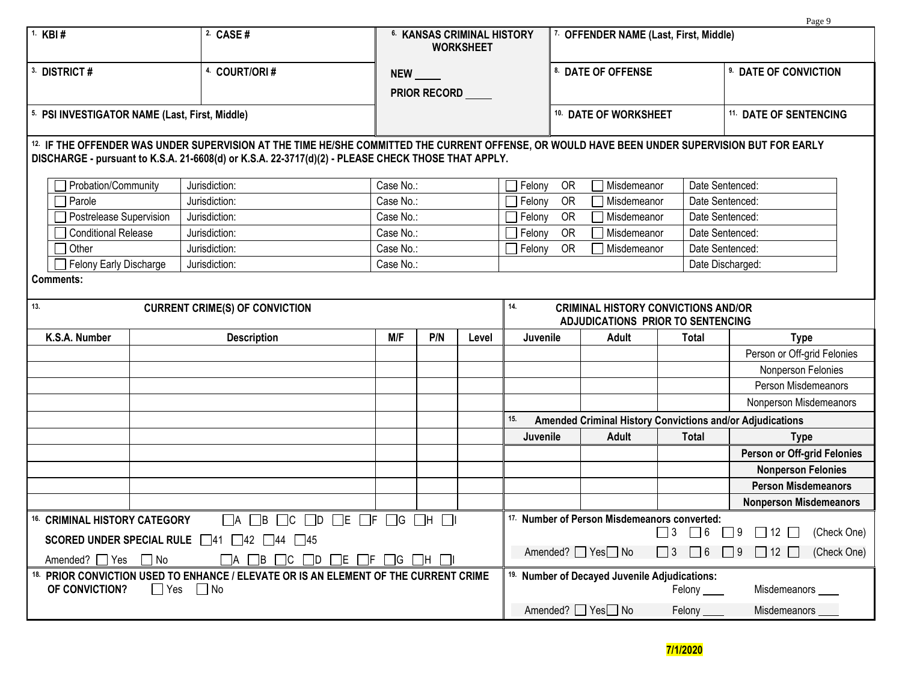| 1. KBI # | 2. CASE # | 6. KANSAS CRIMINAL HISTORY WORKSHEET | 7. OFFENDER NAME (Last, First, Middle) | |
|---|---|---|---|---|
| 3. DISTRICT # | 4. COURT/ORI # | NEW ____ | 8. DATE OF OFFENSE | 9. DATE OF CONVICTION |
| 5. PSI INVESTIGATOR NAME (Last, First, Middle) | | PRIOR RECORD ____ | 10. DATE OF WORKSHEET | 11. DATE OF SENTENCING |

**12. IF THE OFFENDER WAS UNDER SUPERVISION AT THE TIME HE/SHE COMMITTED THE CURRENT OFFENSE, OR WOULD HAVE BEEN UNDER SUPERVISION BUT FOR EARLY DISCHARGE - pursuant to K.S.A. 21-6608(d) or K.S.A. 22-3717(d)(2) - PLEASE CHECK THOSE THAT APPLY.**

| | | | | |
|---|---|---|---|---|
| ☐ Probation/Community | Jurisdiction: | Case No.: | ☐ Felony OR ☐ Misdemeanor | Date Sentenced: |
| ☐ Parole | Jurisdiction: | Case No.: | ☐ Felony OR ☐ Misdemeanor | Date Sentenced: |
| ☐ Postrelease Supervision | Jurisdiction: | Case No.: | ☐ Felony OR ☐ Misdemeanor | Date Sentenced: |
| ☐ Conditional Release | Jurisdiction: | Case No.: | ☐ Felony OR ☐ Misdemeanor | Date Sentenced: |
| ☐ Other | Jurisdiction: | Case No.: | ☐ Felony OR ☐ Misdemeanor | Date Sentenced: |
| ☐ Felony Early Discharge | Jurisdiction: | Case No.: | | Date Discharged: |

**Comments:**

**13. CURRENT CRIME(S) OF CONVICTION**

| K.S.A. Number | Description | M/F | P/N | Level |
|---|---|---|---|---|
| | | | | |
| | | | | |
| | | | | |
| | | | | |
| | | | | |
| | | | | |
| | | | | |
| | | | | |
| | | | | |
| | | | | |

**14. CRIMINAL HISTORY CONVICTIONS AND/OR ADJUDICATIONS PRIOR TO SENTENCING**

| Juvenile | Adult | Total | Type |
|---|---|---|---|
| | | | Person or Off-grid Felonies |
| | | | Nonperson Felonies |
| | | | Person Misdemeanors |
| | | | Nonperson Misdemeanors |

**15. Amended Criminal History Convictions and/or Adjudications**

| Juvenile | Adult | Total | Type |
|---|---|---|---|
| | | | **Person or Off-grid Felonies** |
| | | | **Nonperson Felonies** |
| | | | **Person Misdemeanors** |
| | | | **Nonperson Misdemeanors** |

**16. CRIMINAL HISTORY CATEGORY** ☐A ☐B ☐C ☐D ☐E ☐F ☐G ☐H ☐I

**SCORED UNDER SPECIAL RULE** ☐41 ☐42 ☐44 ☐45

Amended? ☐ Yes ☐ No ☐A ☐B ☐C ☐D ☐E ☐F ☐G ☐H ☐I

**17. Number of Person Misdemeanors converted:** ☐ 3 ☐ 6 ☐ 9 ☐ 12 ☐ (Check One)

Amended? ☐ Yes ☐ No ☐ 3 ☐ 6 ☐ 9 ☐ 12 ☐ (Check One)

**18. PRIOR CONVICTION USED TO ENHANCE / ELEVATE OR IS AN ELEMENT OF THE CURRENT CRIME OF CONVICTION?** ☐ Yes ☐ No

**19. Number of Decayed Juvenile Adjudications:** Felony ____ Misdemeanors ____

Amended? ☐ Yes ☐ No Felony ____ Misdemeanors ____

**7/1/2020**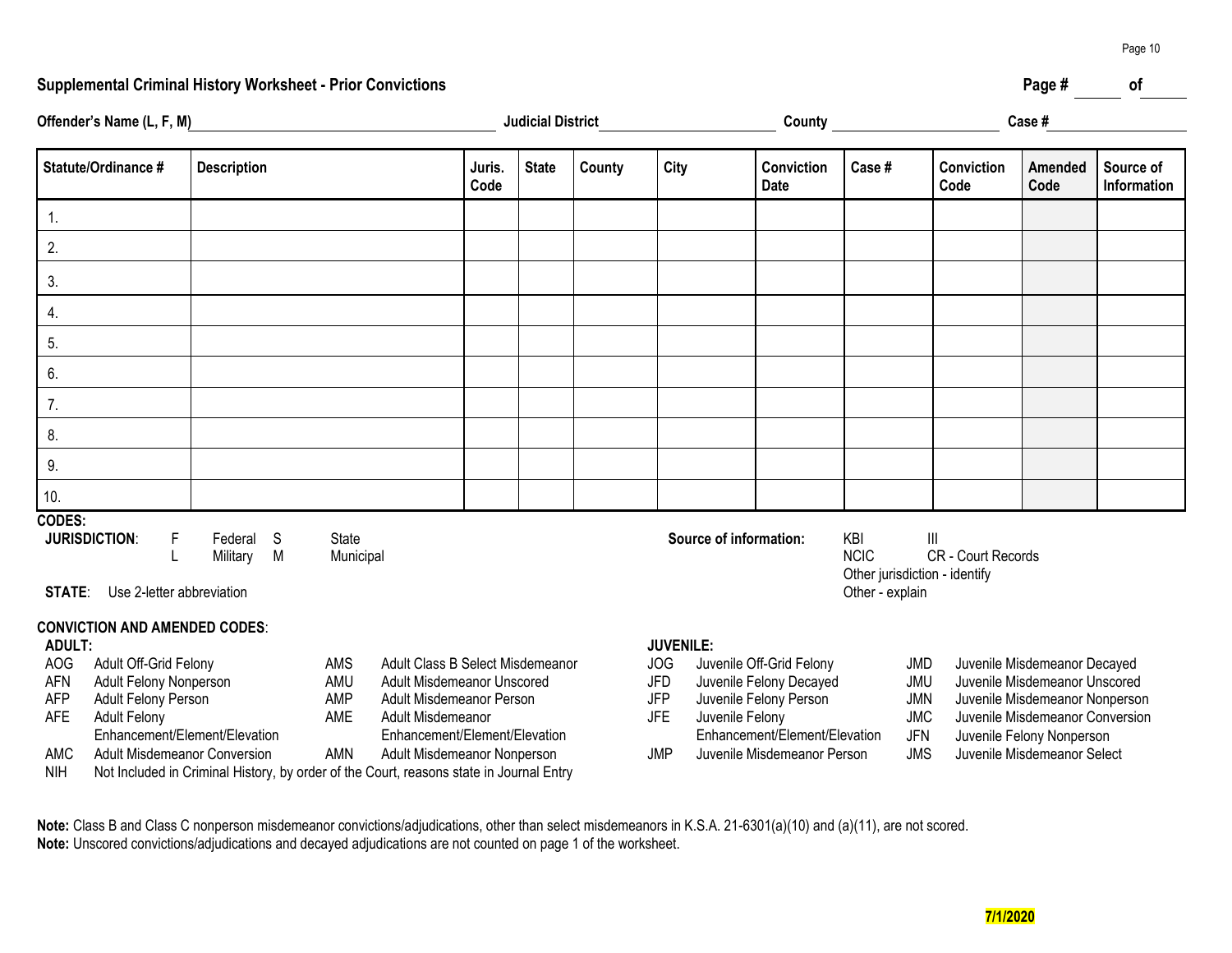## Supplemental Criminal History Worksheet - Prior Convictions

Page # ______ of ______

**Offender's Name (L, F, M)** ____________________ **Judicial District** ____________________ **County** ____________________ **Case #** ____________________

| Statute/Ordinance # | Description | Juris. Code | State | County | City | Conviction Date | Case # | Conviction Code | Amended Code | Source of Information |
|---|---|---|---|---|---|---|---|---|---|---|
| 1. | | | | | | | | | | |
| 2. | | | | | | | | | | |
| 3. | | | | | | | | | | |
| 4. | | | | | | | | | | |
| 5. | | | | | | | | | | |
| 6. | | | | | | | | | | |
| 7. | | | | | | | | | | |
| 8. | | | | | | | | | | |
| 9. | | | | | | | | | | |
| 10. | | | | | | | | | | |

**CODES:**

**JURISDICTION**: F Federal, S State, L Military, M Municipal

**STATE**: Use 2-letter abbreviation

**Source of information:** KBI, III, NCIC, CR - Court Records, Other jurisdiction - identify, Other - explain

**CONVICTION AND AMENDED CODES**:

**ADULT:**

- AOG Adult Off-Grid Felony
- AFN Adult Felony Nonperson
- AFP Adult Felony Person
- AFE Adult Felony Enhancement/Element/Elevation
- AMC Adult Misdemeanor Conversion
- AMS Adult Class B Select Misdemeanor
- AMU Adult Misdemeanor Unscored
- AMP Adult Misdemeanor Person
- AME Adult Misdemeanor Enhancement/Element/Elevation
- AMN Adult Misdemeanor Nonperson
- NIH Not Included in Criminal History, by order of the Court, reasons state in Journal Entry

**JUVENILE:**

- JOG Juvenile Off-Grid Felony
- JFD Juvenile Felony Decayed
- JFP Juvenile Felony Person
- JFE Juvenile Felony Enhancement/Element/Elevation
- JMP Juvenile Misdemeanor Person
- JMD Juvenile Misdemeanor Decayed
- JMU Juvenile Misdemeanor Unscored
- JMN Juvenile Misdemeanor Nonperson
- JMC Juvenile Misdemeanor Conversion
- JFN Juvenile Felony Nonperson
- JMS Juvenile Misdemeanor Select

**Note:** Class B and Class C nonperson misdemeanor convictions/adjudications, other than select misdemeanors in K.S.A. 21-6301(a)(10) and (a)(11), are not scored.
**Note:** Unscored convictions/adjudications and decayed adjudications are not counted on page 1 of the worksheet.

7/1/2020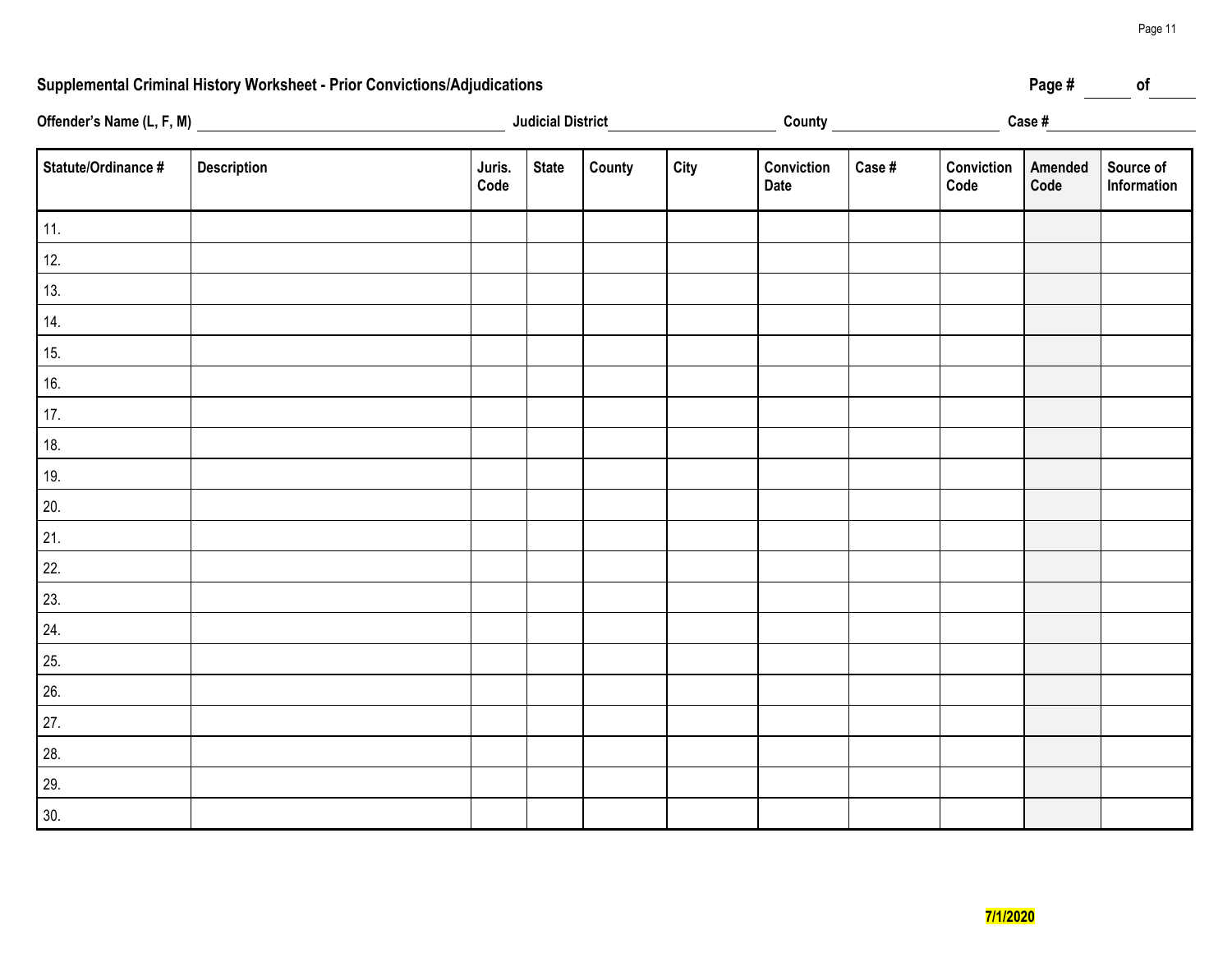**Supplemental Criminal History Worksheet - Prior Convictions/Adjudications**

Page # ______ of ______

Offender's Name (L, F, M) ______________________ Judicial District ______________ County ______________ Case # ______________

| Statute/Ordinance # | Description | Juris. Code | State | County | City | Conviction Date | Case # | Conviction Code | Amended Code | Source of Information |
|---|---|---|---|---|---|---|---|---|---|---|
| 11. | | | | | | | | | | |
| 12. | | | | | | | | | | |
| 13. | | | | | | | | | | |
| 14. | | | | | | | | | | |
| 15. | | | | | | | | | | |
| 16. | | | | | | | | | | |
| 17. | | | | | | | | | | |
| 18. | | | | | | | | | | |
| 19. | | | | | | | | | | |
| 20. | | | | | | | | | | |
| 21. | | | | | | | | | | |
| 22. | | | | | | | | | | |
| 23. | | | | | | | | | | |
| 24. | | | | | | | | | | |
| 25. | | | | | | | | | | |
| 26. | | | | | | | | | | |
| 27. | | | | | | | | | | |
| 28. | | | | | | | | | | |
| 29. | | | | | | | | | | |
| 30. | | | | | | | | | | |

7/1/2020